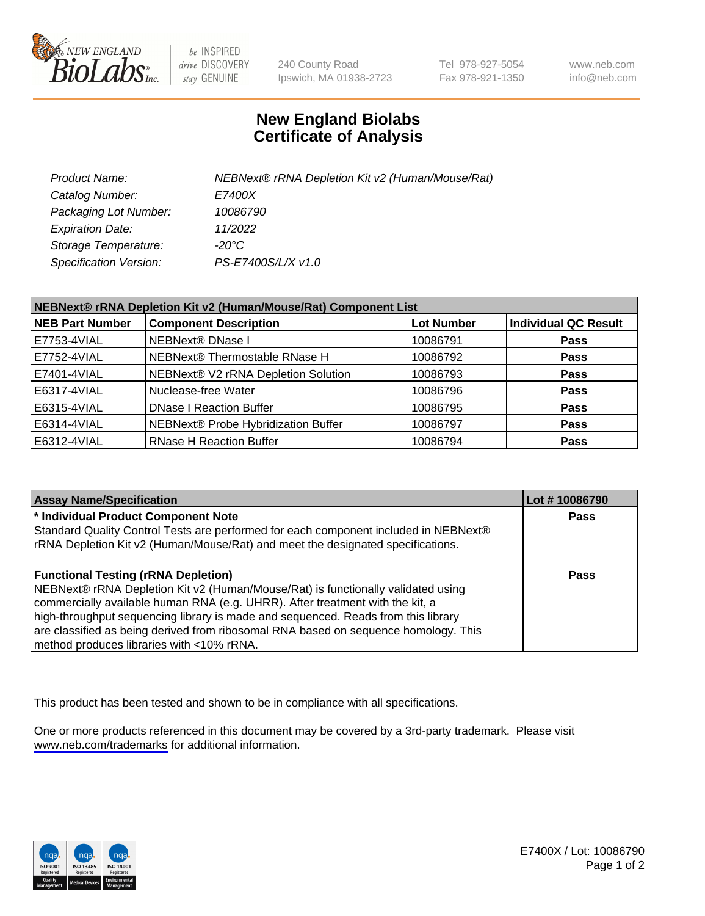# New England Biolabs
# Certificate of Analysis

| | |
|---|---|
| *Product Name:* | *NEBNext® rRNA Depletion Kit v2 (Human/Mouse/Rat)* |
| *Catalog Number:* | *E7400X* |
| *Packaging Lot Number:* | *10086790* |
| *Expiration Date:* | *11/2022* |
| *Storage Temperature:* | *-20°C* |
| *Specification Version:* | *PS-E7400S/L/X v1.0* |

**NEBNext® rRNA Depletion Kit v2 (Human/Mouse/Rat) Component List**

| NEB Part Number | Component Description | Lot Number | Individual QC Result |
|---|---|---|---|
| E7753-4VIAL | NEBNext® DNase I | 10086791 | Pass |
| E7752-4VIAL | NEBNext® Thermostable RNase H | 10086792 | Pass |
| E7401-4VIAL | NEBNext® V2 rRNA Depletion Solution | 10086793 | Pass |
| E6317-4VIAL | Nuclease-free Water | 10086796 | Pass |
| E6315-4VIAL | DNase I Reaction Buffer | 10086795 | Pass |
| E6314-4VIAL | NEBNext® Probe Hybridization Buffer | 10086797 | Pass |
| E6312-4VIAL | RNase H Reaction Buffer | 10086794 | Pass |

| Assay Name/Specification | Lot # 10086790 |
|---|---|
| **\* Individual Product Component Note** Standard Quality Control Tests are performed for each component included in NEBNext® rRNA Depletion Kit v2 (Human/Mouse/Rat) and meet the designated specifications. | Pass |
| **Functional Testing (rRNA Depletion)** NEBNext® rRNA Depletion Kit v2 (Human/Mouse/Rat) is functionally validated using commercially available human RNA (e.g. UHRR). After treatment with the kit, a high-throughput sequencing library is made and sequenced. Reads from this library are classified as being derived from ribosomal RNA based on sequence homology. This method produces libraries with <10% rRNA. | Pass |

This product has been tested and shown to be in compliance with all specifications.

One or more products referenced in this document may be covered by a 3rd-party trademark. Please visit www.neb.com/trademarks for additional information.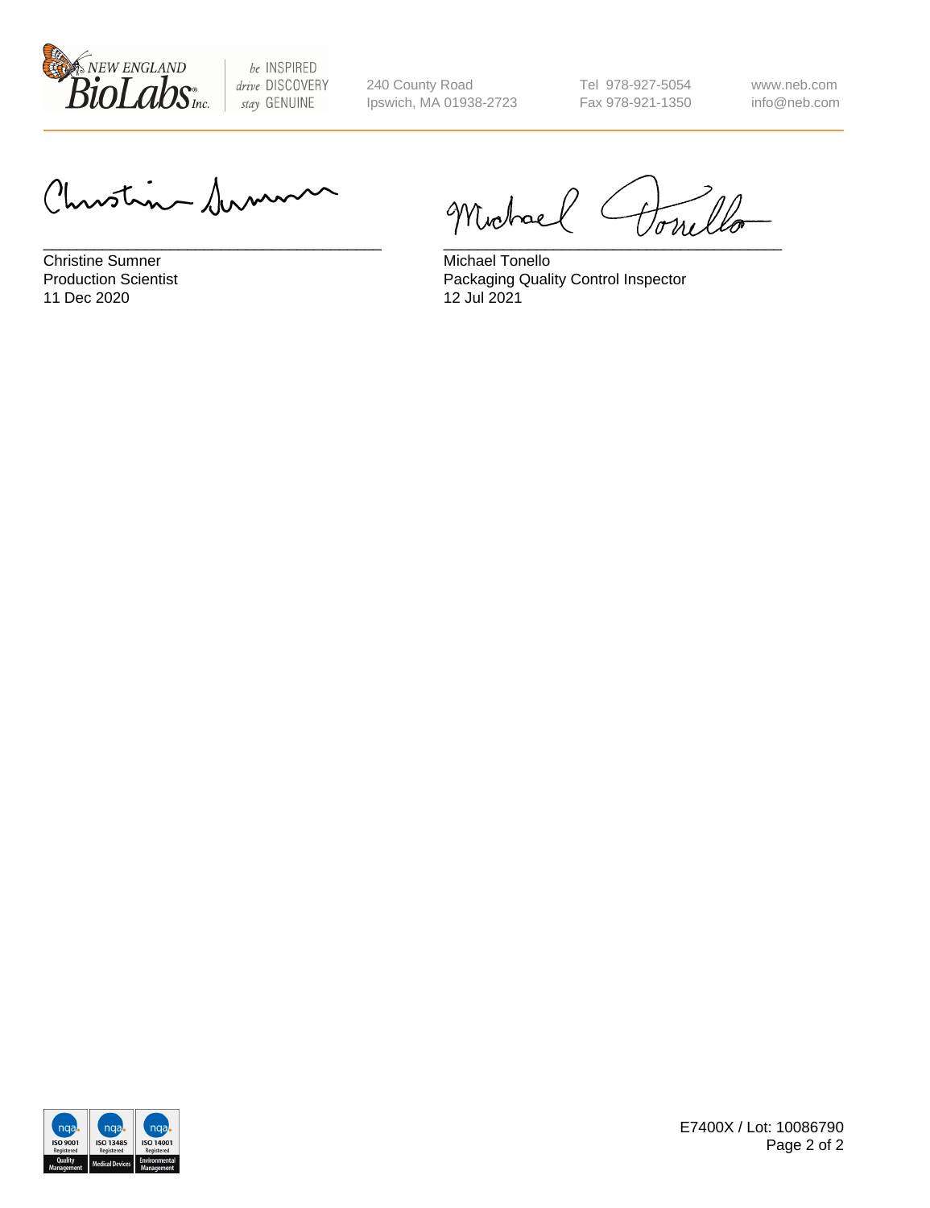New England BioLabs Inc. be INSPIRED drive DISCOVERY stay GENUINE

240 County Road
Ipswich, MA 01938-2723

Tel 978-927-5054
Fax 978-921-1350

www.neb.com
info@neb.com

Christine Sumner
Production Scientist
11 Dec 2020

Michael Tonello
Packaging Quality Control Inspector
12 Jul 2021

E7400X / Lot: 10086790